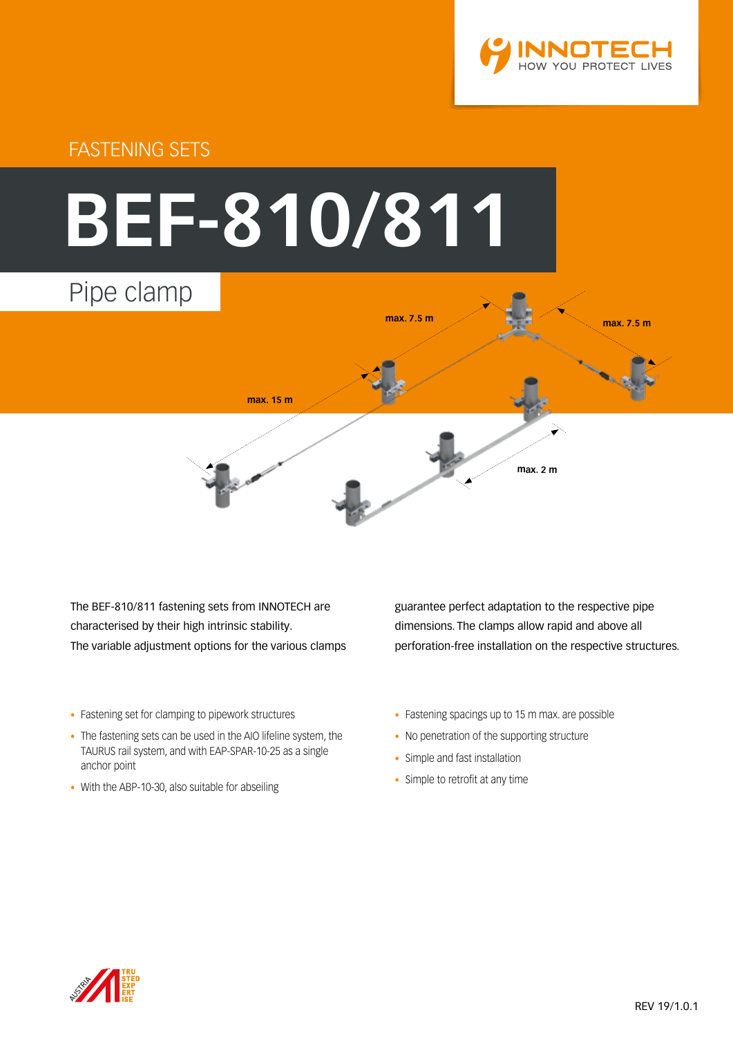FASTENING SETS

# BEF-810/811

## Pipe clamp

max. 7.5 m

max. 7.5 m

max. 15 m

max. 2 m

The BEF-810/811 fastening sets from INNOTECH are characterised by their high intrinsic stability. The variable adjustment options for the various clamps guarantee perfect adaptation to the respective pipe dimensions. The clamps allow rapid and above all perforation-free installation on the respective structures.

- Fastening set for clamping to pipework structures
- The fastening sets can be used in the AIO lifeline system, the TAURUS rail system, and with EAP-SPAR-10-25 as a single anchor point
- With the ABP-10-30, also suitable for abseiling
- Fastening spacings up to 15 m max. are possible
- No penetration of the supporting structure
- Simple and fast installation
- Simple to retrofit at any time

REV 19/1.0.1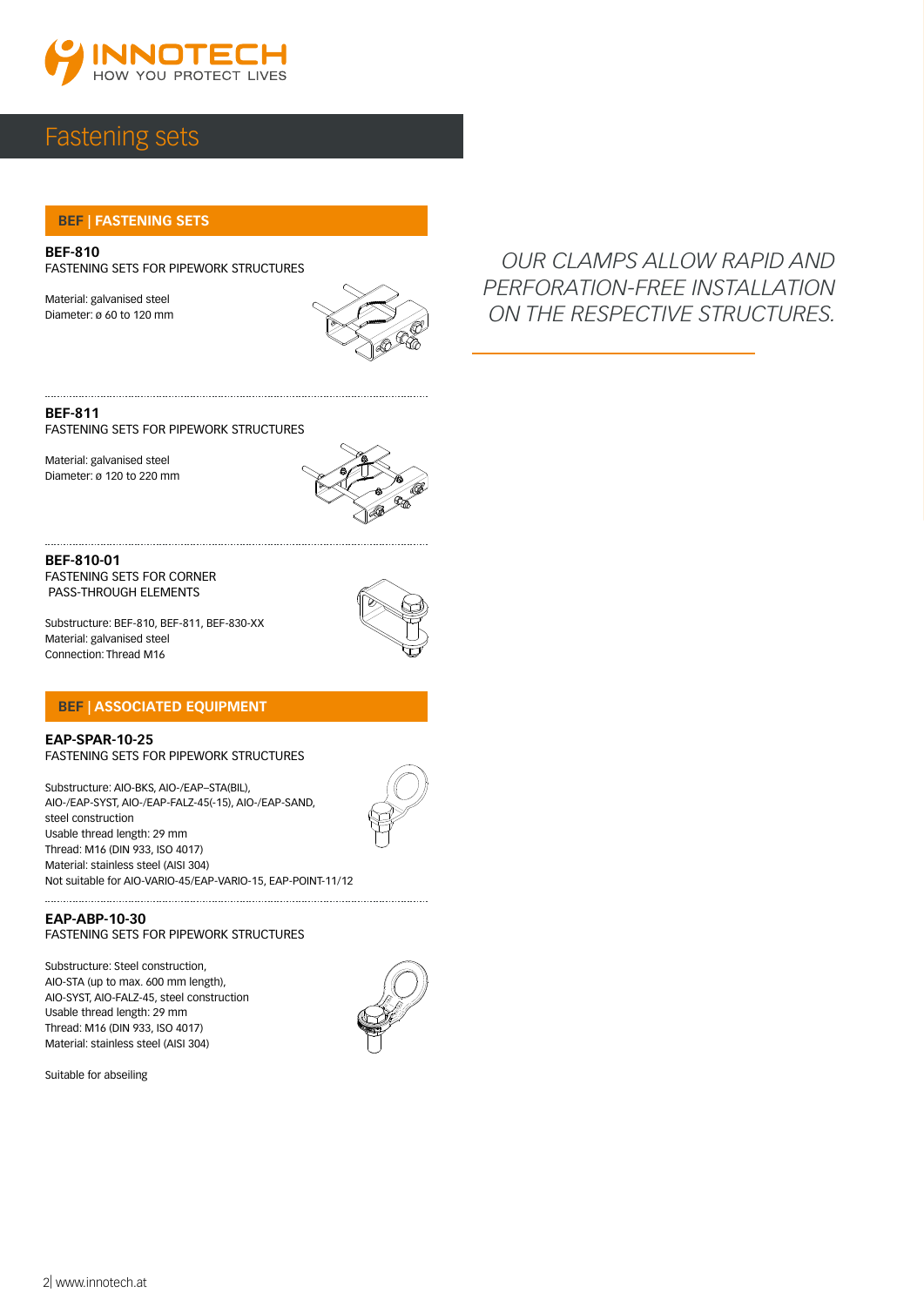# Fastening sets

## BEF | FASTENING SETS

**BEF-810**
FASTENING SETS FOR PIPEWORK STRUCTURES

Material: galvanised steel
Diameter: ø 60 to 120 mm

**BEF-811**
FASTENING SETS FOR PIPEWORK STRUCTURES

Material: galvanised steel
Diameter: ø 120 to 220 mm

**BEF-810-01**
FASTENING SETS FOR CORNER PASS-THROUGH ELEMENTS

Substructure: BEF-810, BEF-811, BEF-830-XX
Material: galvanised steel
Connection: Thread M16

## BEF | ASSOCIATED EQUIPMENT

**EAP-SPAR-10-25**
FASTENING SETS FOR PIPEWORK STRUCTURES

Substructure: AIO-BKS, AIO-/EAP–STA(BIL), AIO-/EAP-SYST, AIO-/EAP-FALZ-45(-15), AIO-/EAP-SAND, steel construction
Usable thread length: 29 mm
Thread: M16 (DIN 933, ISO 4017)
Material: stainless steel (AISI 304)
Not suitable for AIO-VARIO-45/EAP-VARIO-15, EAP-POINT-11/12

**EAP-ABP-10-30**
FASTENING SETS FOR PIPEWORK STRUCTURES

Substructure: Steel construction, AIO-STA (up to max. 600 mm length), AIO-SYST, AIO-FALZ-45, steel construction
Usable thread length: 29 mm
Thread: M16 (DIN 933, ISO 4017)
Material: stainless steel (AISI 304)

Suitable for abseiling

*OUR CLAMPS ALLOW RAPID AND PERFORATION-FREE INSTALLATION ON THE RESPECTIVE STRUCTURES.*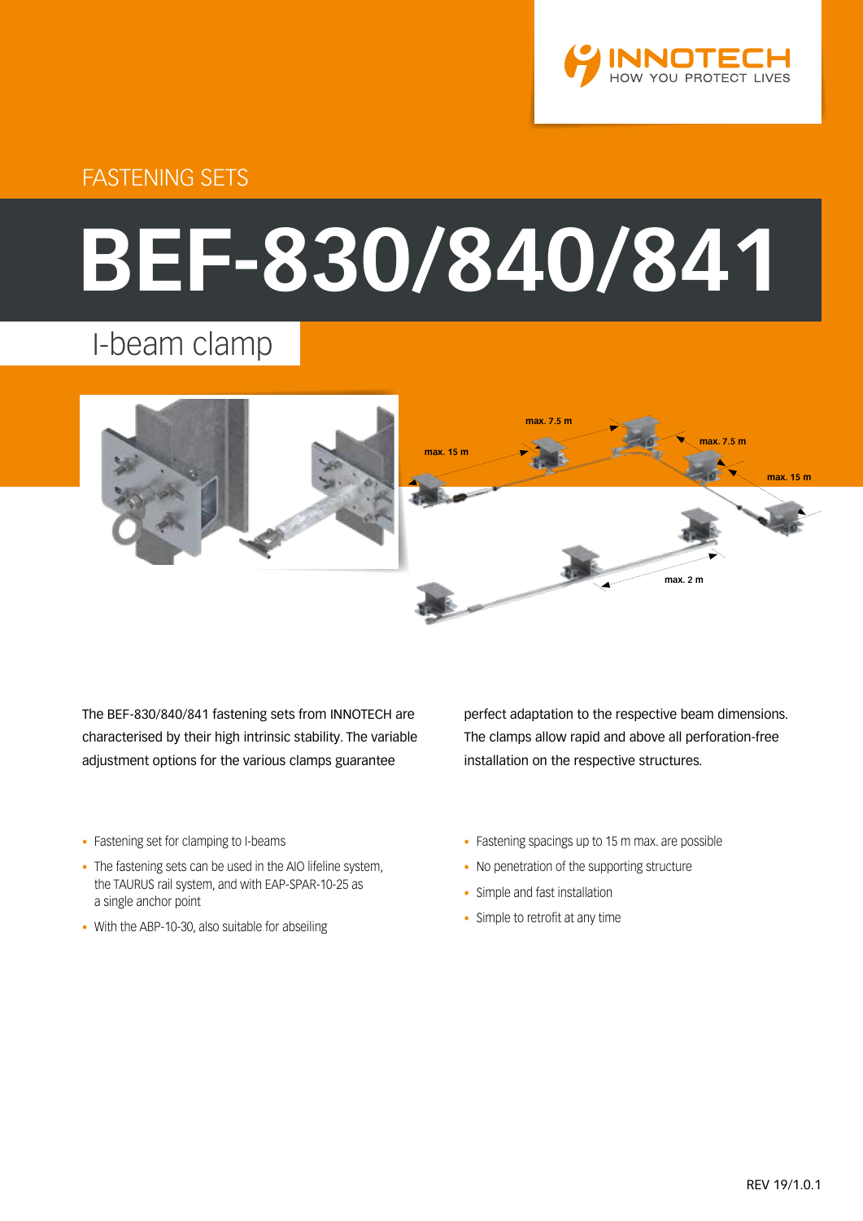FASTENING SETS

# BEF-830/840/841

## I-beam clamp

The BEF-830/840/841 fastening sets from INNOTECH are characterised by their high intrinsic stability. The variable adjustment options for the various clamps guarantee perfect adaptation to the respective beam dimensions. The clamps allow rapid and above all perforation-free installation on the respective structures.

- Fastening set for clamping to I-beams
- The fastening sets can be used in the AIO lifeline system, the TAURUS rail system, and with EAP-SPAR-10-25 as a single anchor point
- With the ABP-10-30, also suitable for abseiling
- Fastening spacings up to 15 m max. are possible
- No penetration of the supporting structure
- Simple and fast installation
- Simple to retrofit at any time

REV 19/1.0.1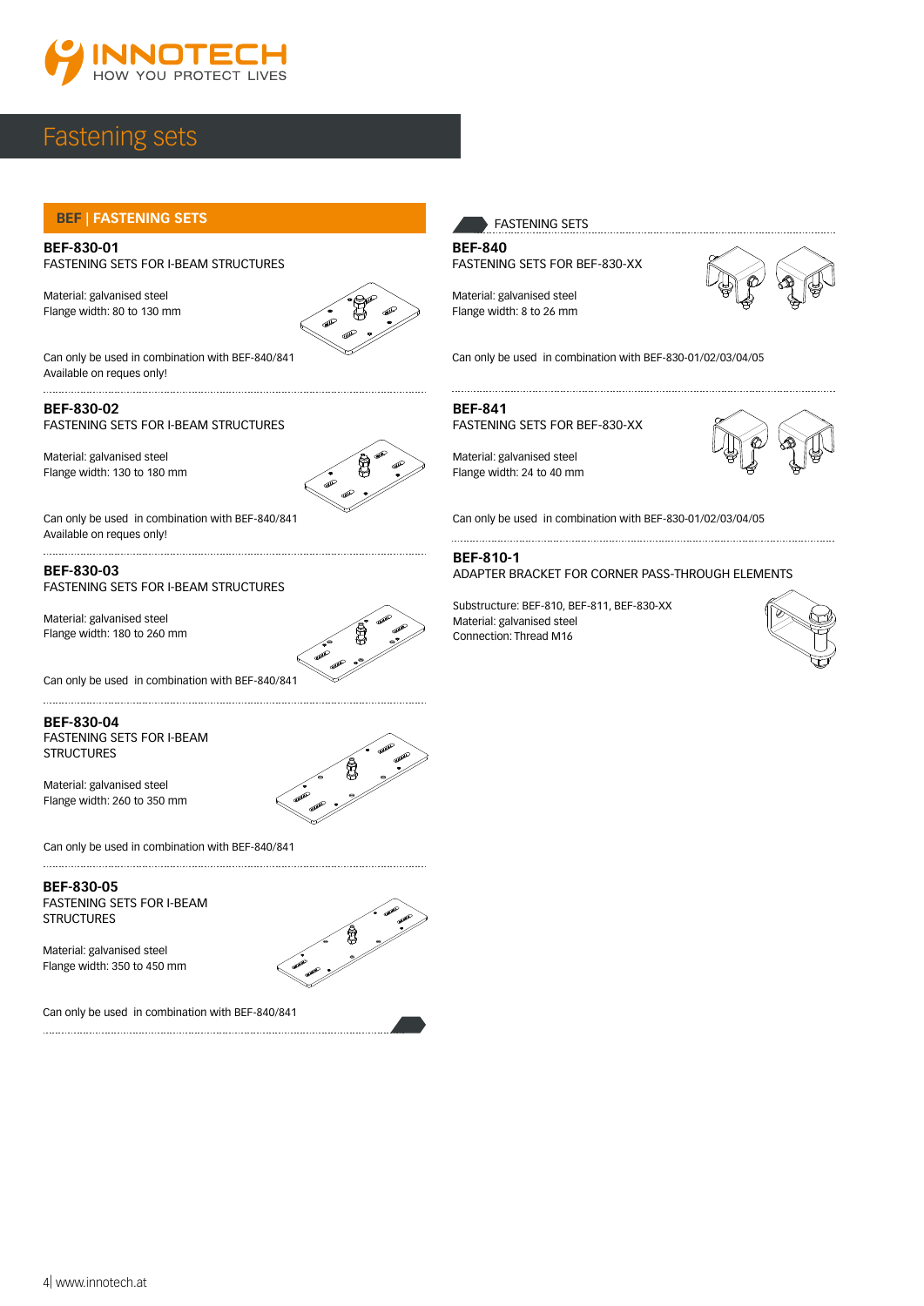# Fastening sets

## BEF | FASTENING SETS

### BEF-830-01
FASTENING SETS FOR I-BEAM STRUCTURES

Material: galvanised steel
Flange width: 80 to 130 mm

Can only be used in combination with BEF-840/841
Available on reques only!

### BEF-830-02
FASTENING SETS FOR I-BEAM STRUCTURES

Material: galvanised steel
Flange width: 130 to 180 mm

Can only be used in combination with BEF-840/841
Available on reques only!

### BEF-830-03
FASTENING SETS FOR I-BEAM STRUCTURES

Material: galvanised steel
Flange width: 180 to 260 mm

Can only be used in combination with BEF-840/841

### BEF-830-04
FASTENING SETS FOR I-BEAM STRUCTURES

Material: galvanised steel
Flange width: 260 to 350 mm

Can only be used in combination with BEF-840/841

### BEF-830-05
FASTENING SETS FOR I-BEAM STRUCTURES

Material: galvanised steel
Flange width: 350 to 450 mm

Can only be used in combination with BEF-840/841

## FASTENING SETS

### BEF-840
FASTENING SETS FOR BEF-830-XX

Material: galvanised steel
Flange width: 8 to 26 mm

Can only be used in combination with BEF-830-01/02/03/04/05

### BEF-841
FASTENING SETS FOR BEF-830-XX

Material: galvanised steel
Flange width: 24 to 40 mm

Can only be used in combination with BEF-830-01/02/03/04/05

### BEF-810-1
ADAPTER BRACKET FOR CORNER PASS-THROUGH ELEMENTS

Substructure: BEF-810, BEF-811, BEF-830-XX
Material: galvanised steel
Connection: Thread M16